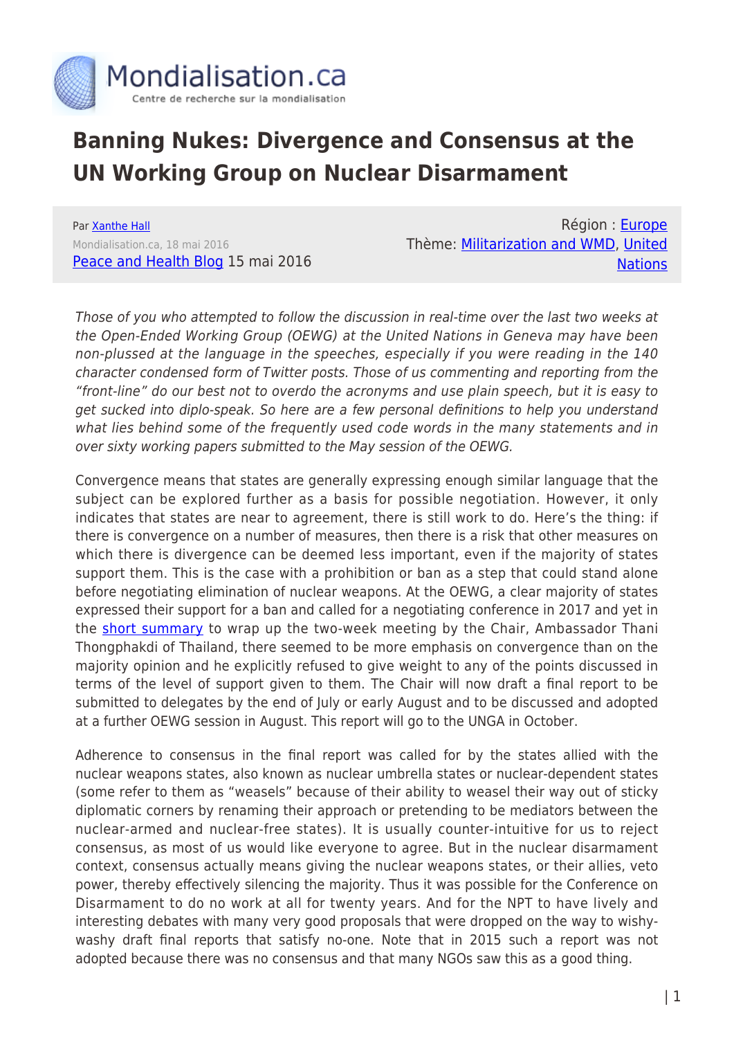Mondialisation.ca
Centre de recherche sur la mondialisation

# Banning Nukes: Divergence and Consensus at the UN Working Group on Nuclear Disarmament

Par [Xanthe Hall](#)
Mondialisation.ca, 18 mai 2016
[Peace and Health Blog](#) 15 mai 2016

Région : [Europe](#)
Thème: [Militarization and WMD](#), [United Nations](#)

*Those of you who attempted to follow the discussion in real-time over the last two weeks at the Open-Ended Working Group (OEWG) at the United Nations in Geneva may have been non-plussed at the language in the speeches, especially if you were reading in the 140 character condensed form of Twitter posts. Those of us commenting and reporting from the "front-line" do our best not to overdo the acronyms and use plain speech, but it is easy to get sucked into diplo-speak. So here are a few personal definitions to help you understand what lies behind some of the frequently used code words in the many statements and in over sixty working papers submitted to the May session of the OEWG.*

Convergence means that states are generally expressing enough similar language that the subject can be explored further as a basis for possible negotiation. However, it only indicates that states are near to agreement, there is still work to do. Here's the thing: if there is convergence on a number of measures, then there is a risk that other measures on which there is divergence can be deemed less important, even if the majority of states support them. This is the case with a prohibition or ban as a step that could stand alone before negotiating elimination of nuclear weapons. At the OEWG, a clear majority of states expressed their support for a ban and called for a negotiating conference in 2017 and yet in the [short summary](#) to wrap up the two-week meeting by the Chair, Ambassador Thani Thongphakdi of Thailand, there seemed to be more emphasis on convergence than on the majority opinion and he explicitly refused to give weight to any of the points discussed in terms of the level of support given to them. The Chair will now draft a final report to be submitted to delegates by the end of July or early August and to be discussed and adopted at a further OEWG session in August. This report will go to the UNGA in October.

Adherence to consensus in the final report was called for by the states allied with the nuclear weapons states, also known as nuclear umbrella states or nuclear-dependent states (some refer to them as "weasels" because of their ability to weasel their way out of sticky diplomatic corners by renaming their approach or pretending to be mediators between the nuclear-armed and nuclear-free states). It is usually counter-intuitive for us to reject consensus, as most of us would like everyone to agree. But in the nuclear disarmament context, consensus actually means giving the nuclear weapons states, or their allies, veto power, thereby effectively silencing the majority. Thus it was possible for the Conference on Disarmament to do no work at all for twenty years. And for the NPT to have lively and interesting debates with many very good proposals that were dropped on the way to wishy-washy draft final reports that satisfy no-one. Note that in 2015 such a report was not adopted because there was no consensus and that many NGOs saw this as a good thing.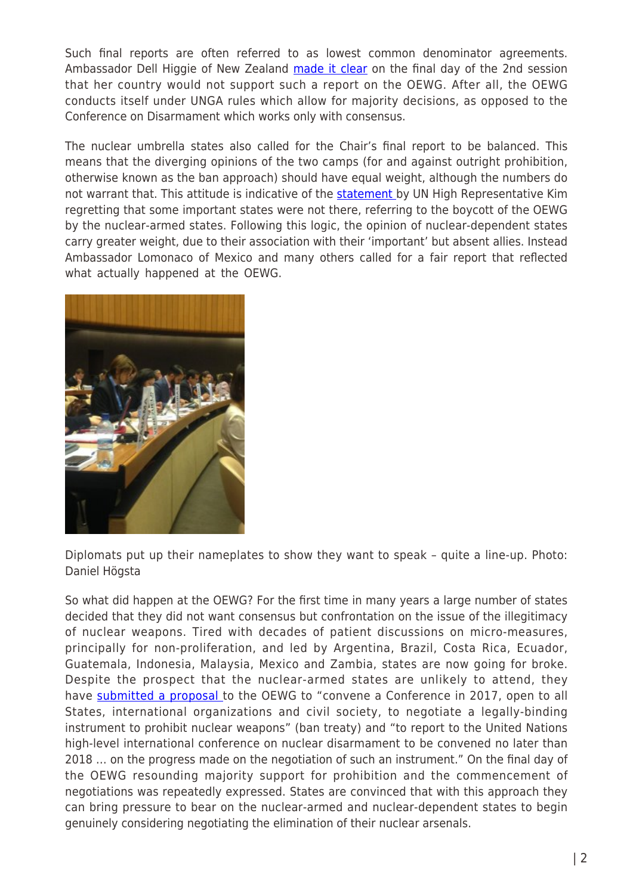Such final reports are often referred to as lowest common denominator agreements. Ambassador Dell Higgie of New Zealand made it clear on the final day of the 2nd session that her country would not support such a report on the OEWG. After all, the OEWG conducts itself under UNGA rules which allow for majority decisions, as opposed to the Conference on Disarmament which works only with consensus.

The nuclear umbrella states also called for the Chair's final report to be balanced. This means that the diverging opinions of the two camps (for and against outright prohibition, otherwise known as the ban approach) should have equal weight, although the numbers do not warrant that. This attitude is indicative of the statement by UN High Representative Kim regretting that some important states were not there, referring to the boycott of the OEWG by the nuclear-armed states. Following this logic, the opinion of nuclear-dependent states carry greater weight, due to their association with their 'important' but absent allies. Instead Ambassador Lomonaco of Mexico and many others called for a fair report that reflected what actually happened at the OEWG.

Diplomats put up their nameplates to show they want to speak – quite a line-up. Photo: Daniel Högsta

So what did happen at the OEWG? For the first time in many years a large number of states decided that they did not want consensus but confrontation on the issue of the illegitimacy of nuclear weapons. Tired with decades of patient discussions on micro-measures, principally for non-proliferation, and led by Argentina, Brazil, Costa Rica, Ecuador, Guatemala, Indonesia, Malaysia, Mexico and Zambia, states are now going for broke. Despite the prospect that the nuclear-armed states are unlikely to attend, they have submitted a proposal to the OEWG to "convene a Conference in 2017, open to all States, international organizations and civil society, to negotiate a legally-binding instrument to prohibit nuclear weapons" (ban treaty) and "to report to the United Nations high-level international conference on nuclear disarmament to be convened no later than 2018 … on the progress made on the negotiation of such an instrument." On the final day of the OEWG resounding majority support for prohibition and the commencement of negotiations was repeatedly expressed. States are convinced that with this approach they can bring pressure to bear on the nuclear-armed and nuclear-dependent states to begin genuinely considering negotiating the elimination of their nuclear arsenals.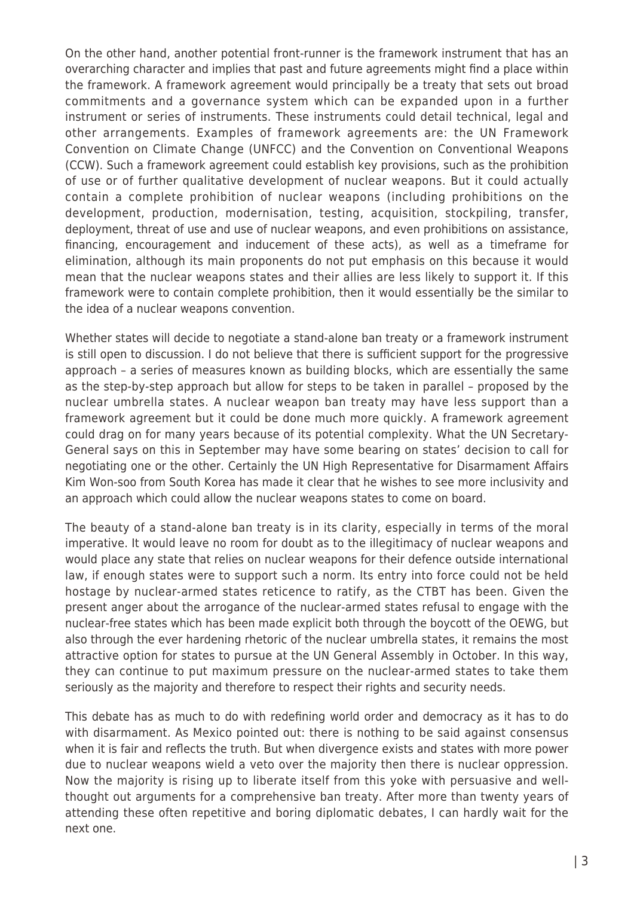On the other hand, another potential front-runner is the framework instrument that has an overarching character and implies that past and future agreements might find a place within the framework. A framework agreement would principally be a treaty that sets out broad commitments and a governance system which can be expanded upon in a further instrument or series of instruments. These instruments could detail technical, legal and other arrangements. Examples of framework agreements are: the UN Framework Convention on Climate Change (UNFCC) and the Convention on Conventional Weapons (CCW). Such a framework agreement could establish key provisions, such as the prohibition of use or of further qualitative development of nuclear weapons. But it could actually contain a complete prohibition of nuclear weapons (including prohibitions on the development, production, modernisation, testing, acquisition, stockpiling, transfer, deployment, threat of use and use of nuclear weapons, and even prohibitions on assistance, financing, encouragement and inducement of these acts), as well as a timeframe for elimination, although its main proponents do not put emphasis on this because it would mean that the nuclear weapons states and their allies are less likely to support it. If this framework were to contain complete prohibition, then it would essentially be the similar to the idea of a nuclear weapons convention.

Whether states will decide to negotiate a stand-alone ban treaty or a framework instrument is still open to discussion. I do not believe that there is sufficient support for the progressive approach – a series of measures known as building blocks, which are essentially the same as the step-by-step approach but allow for steps to be taken in parallel – proposed by the nuclear umbrella states. A nuclear weapon ban treaty may have less support than a framework agreement but it could be done much more quickly. A framework agreement could drag on for many years because of its potential complexity. What the UN Secretary-General says on this in September may have some bearing on states' decision to call for negotiating one or the other. Certainly the UN High Representative for Disarmament Affairs Kim Won-soo from South Korea has made it clear that he wishes to see more inclusivity and an approach which could allow the nuclear weapons states to come on board.

The beauty of a stand-alone ban treaty is in its clarity, especially in terms of the moral imperative. It would leave no room for doubt as to the illegitimacy of nuclear weapons and would place any state that relies on nuclear weapons for their defence outside international law, if enough states were to support such a norm. Its entry into force could not be held hostage by nuclear-armed states reticence to ratify, as the CTBT has been. Given the present anger about the arrogance of the nuclear-armed states refusal to engage with the nuclear-free states which has been made explicit both through the boycott of the OEWG, but also through the ever hardening rhetoric of the nuclear umbrella states, it remains the most attractive option for states to pursue at the UN General Assembly in October. In this way, they can continue to put maximum pressure on the nuclear-armed states to take them seriously as the majority and therefore to respect their rights and security needs.

This debate has as much to do with redefining world order and democracy as it has to do with disarmament. As Mexico pointed out: there is nothing to be said against consensus when it is fair and reflects the truth. But when divergence exists and states with more power due to nuclear weapons wield a veto over the majority then there is nuclear oppression. Now the majority is rising up to liberate itself from this yoke with persuasive and well-thought out arguments for a comprehensive ban treaty. After more than twenty years of attending these often repetitive and boring diplomatic debates, I can hardly wait for the next one.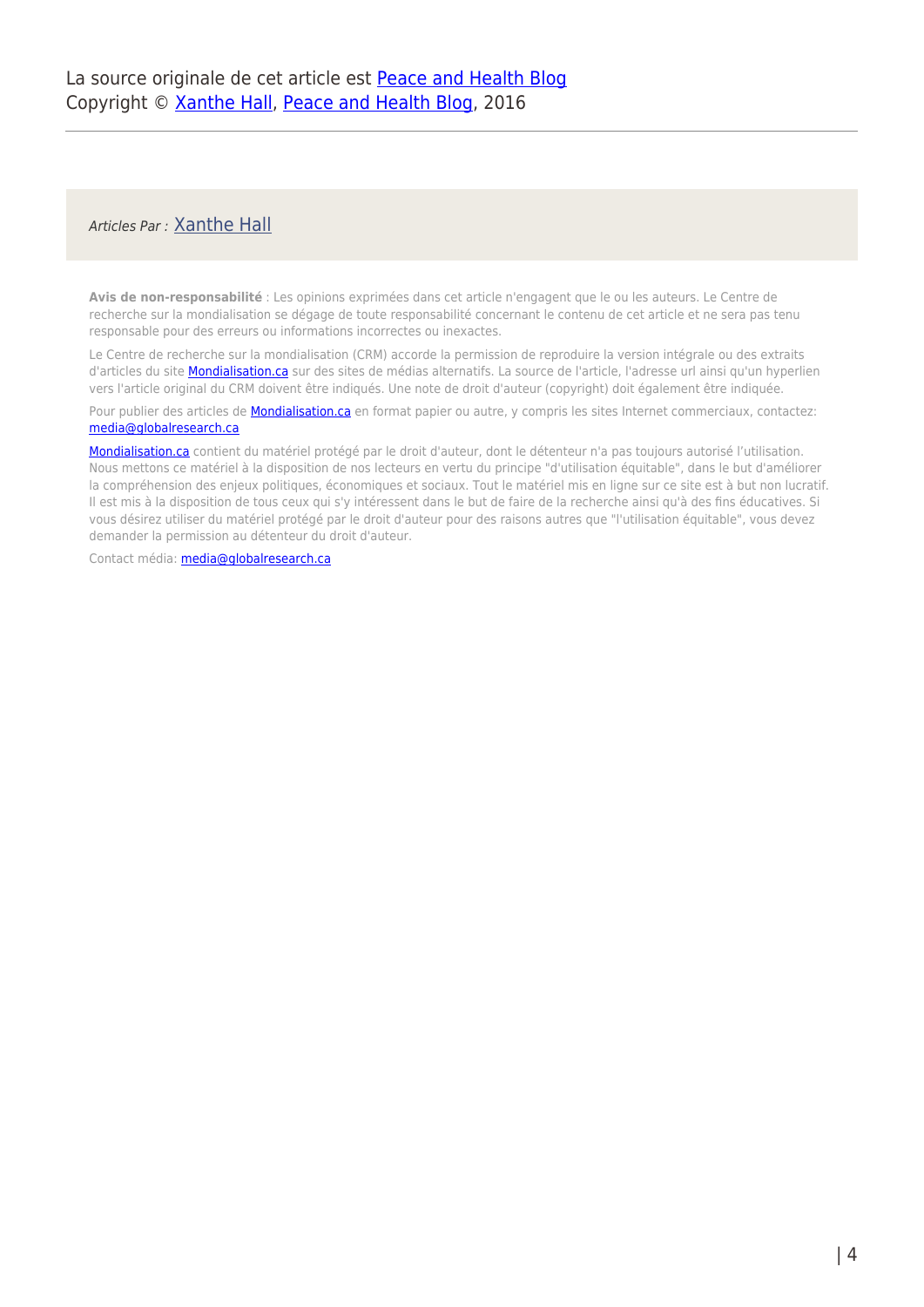La source originale de cet article est Peace and Health Blog
Copyright © Xanthe Hall, Peace and Health Blog, 2016

---

*Articles Par :* Xanthe Hall

**Avis de non-responsabilité** : Les opinions exprimées dans cet article n'engagent que le ou les auteurs. Le Centre de recherche sur la mondialisation se dégage de toute responsabilité concernant le contenu de cet article et ne sera pas tenu responsable pour des erreurs ou informations incorrectes ou inexactes.

Le Centre de recherche sur la mondialisation (CRM) accorde la permission de reproduire la version intégrale ou des extraits d'articles du site Mondialisation.ca sur des sites de médias alternatifs. La source de l'article, l'adresse url ainsi qu'un hyperlien vers l'article original du CRM doivent être indiqués. Une note de droit d'auteur (copyright) doit également être indiquée.

Pour publier des articles de Mondialisation.ca en format papier ou autre, y compris les sites Internet commerciaux, contactez: media@globalresearch.ca

Mondialisation.ca contient du matériel protégé par le droit d'auteur, dont le détenteur n'a pas toujours autorisé l'utilisation. Nous mettons ce matériel à la disposition de nos lecteurs en vertu du principe "d'utilisation équitable", dans le but d'améliorer la compréhension des enjeux politiques, économiques et sociaux. Tout le matériel mis en ligne sur ce site est à but non lucratif. Il est mis à la disposition de tous ceux qui s'y intéressent dans le but de faire de la recherche ainsi qu'à des fins éducatives. Si vous désirez utiliser du matériel protégé par le droit d'auteur pour des raisons autres que "l'utilisation équitable", vous devez demander la permission au détenteur du droit d'auteur.

Contact média: media@globalresearch.ca